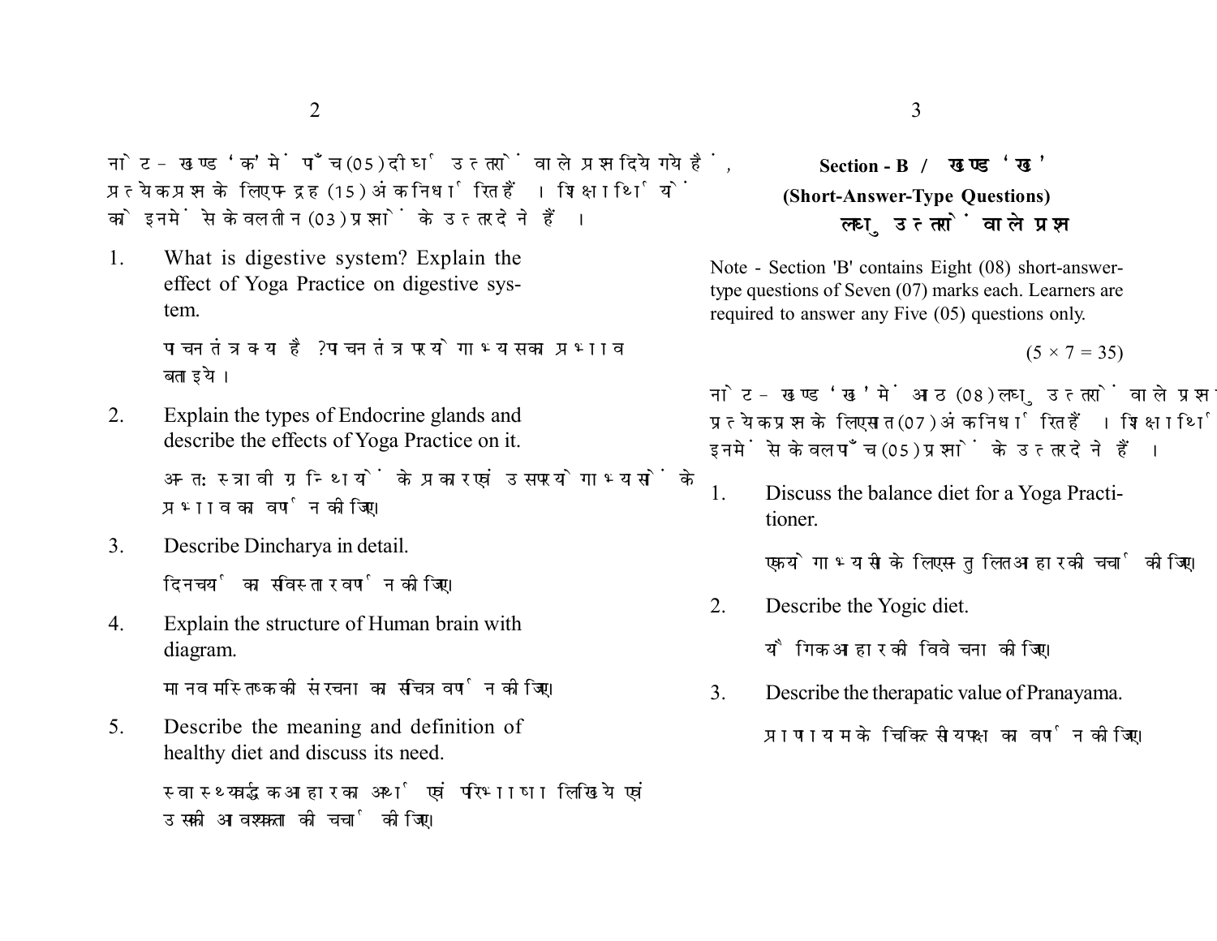नोट - खण्ड 'क' में पाँच (05) दीर्घ उत्तरों वाले प्रश्न दिये गये हैं, प्रत्येक प्रश्न के लिए पन्द्रह (15) अंक निर्धारित हैं। शिक्षार्थियों को इनमें से केवल तीन (03) प्रश्नों के उत्तर देने हैं।

1. What is digestive system? Explain the effect of Yoga Practice on digestive system.

   पाचन तंत्र क्या है? पाचन तंत्र पर योगाभ्यास का प्रभाव बताइये।

2. Explain the types of Endocrine glands and describe the effects of Yoga Practice on it.

   अन्तःस्त्रावी ग्रन्थियों के प्रकार एवं उस पर योगाभ्यासों के प्रभाव का वर्णन कीजिए।

3. Describe Dincharya in detail.

   दिनचर्या का सविस्तार वर्णन कीजिए।

4. Explain the structure of Human brain with diagram.

   मानव मस्तिष्क की संरचना का सचित्र वर्णन कीजिए।

5. Describe the meaning and definition of healthy diet and discuss its need.

   स्वास्थ्यवर्द्धक आहार का अर्थ एवं परिभाषा लिखिये एवं उसकी आवश्यकता की चर्चा कीजिए।

## Section - B / खण्ड 'ख'

### (Short-Answer-Type Questions)

### लघु उत्तरों वाले प्रश्न

Note - Section 'B' contains Eight (08) short-answer-type questions of Seven (07) marks each. Learners are required to answer any Five (05) questions only.

$(5 \times 7 = 35)$

नोट - खण्ड 'ख' में आठ (08) लघु उत्तरों वाले प्रश्न दिये गये हैं, प्रत्येक प्रश्न के लिए सात (07) अंक निर्धारित हैं। शिक्षार्थियों को इनमें से केवल पाँच (05) प्रश्नों के उत्तर देने हैं।

1. Discuss the balance diet for a Yoga Practitioner.

   एक योगाभ्यासी के लिए संतुलित आहार की चर्चा कीजिए।

2. Describe the Yogic diet.

   यौगिक आहार की विवेचना कीजिए।

3. Describe the therapatic value of Pranayama.

   प्राणायाम के चिकित्सीय पक्ष का वर्णन कीजिए।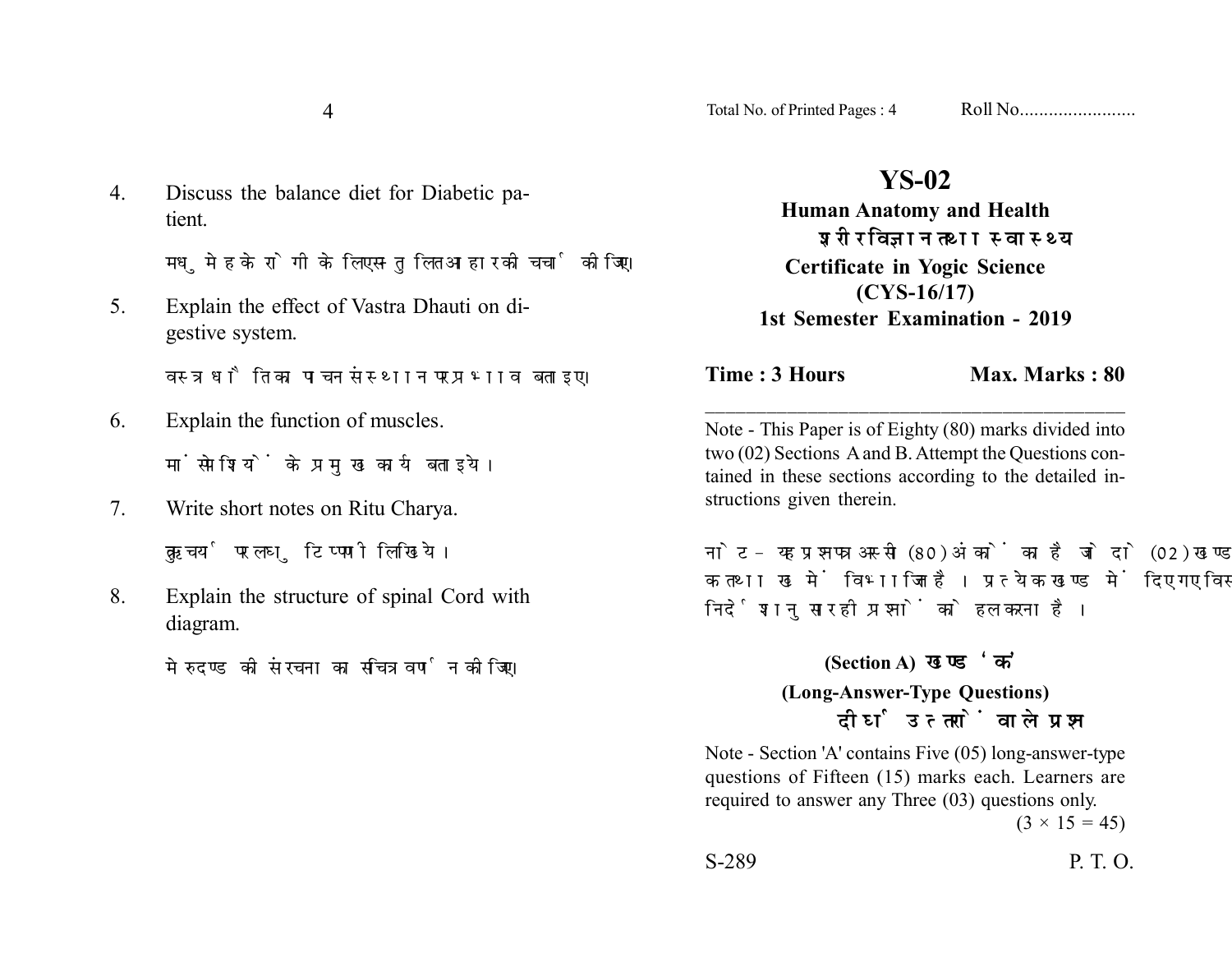4. Discuss the balance diet for Diabetic patient.

मधुमेह के रोगी के लिए सन्तुलित आहार की चर्चा कीजिए।

5. Explain the effect of Vastra Dhauti on digestive system.

वस्त्र धौति का पाचन संस्थान पर प्रभाव बताइए।

6. Explain the function of muscles.

मांसपेशियों के प्रमुख कार्य बताइये।

7. Write short notes on Ritu Charya.

ऋतुचर्या पर लघु टिप्पणी लिखिये।

8. Explain the structure of spinal Cord with diagram.

मेरुदण्ड की संरचना का सचित्र वर्णन कीजिए।

Total No. of Printed Pages : 4 Roll No........................

# YS-02

## Human Anatomy and Health
## शरीर विज्ञान तथा स्वास्थ्य
## Certificate in Yogic Science
## (CYS-16/17)
## 1st Semester Examination - 2019

**Time : 3 Hours** **Max. Marks : 80**

---

Note - This Paper is of Eighty (80) marks divided into two (02) Sections A and B. Attempt the Questions contained in these sections according to the detailed instructions given therein.

नोट - यह प्रश्नपत्र अस्सी (80) अंकों का है जो दो (02) खण्डों क तथा ख में विभाजित है। प्रत्येक खण्ड में दिए गए विस्तृत निर्देशानुसार ही प्रश्नों को हल करना है।

### (Section A) खण्ड 'क'
### (Long-Answer-Type Questions)
### दीर्घ उत्तरों वाले प्रश्न

Note - Section 'A' contains Five (05) long-answer-type questions of Fifteen (15) marks each. Learners are required to answer any Three (03) questions only.

$(3 \times 15 = 45)$

S-289 P. T. O.